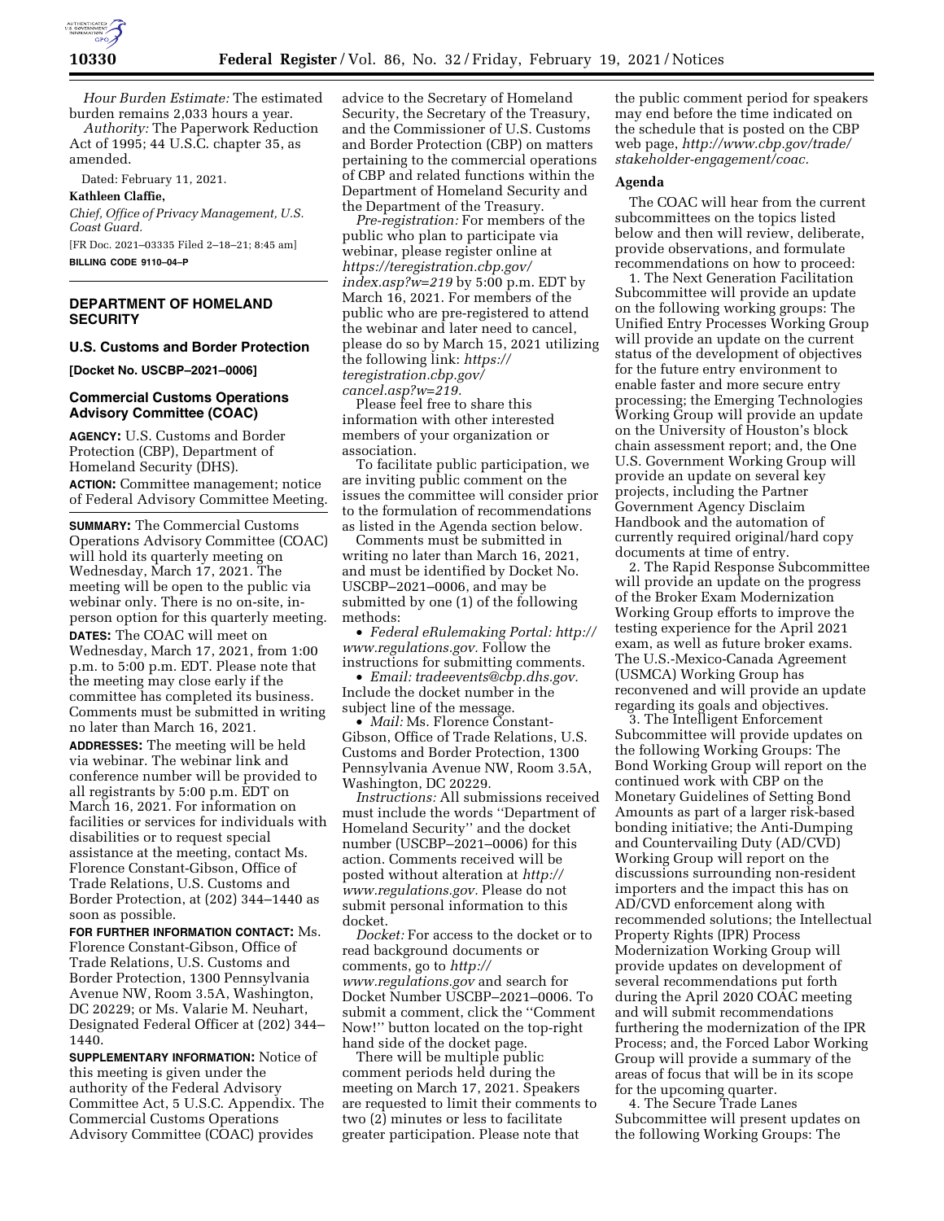*Hour Burden Estimate:* The estimated burden remains 2,033 hours a year.

*Authority:* The Paperwork Reduction Act of 1995; 44 U.S.C. chapter 35, as amended.

Dated: February 11, 2021.

**Kathleen Claffie,**

*Chief, Office of Privacy Management, U.S. Coast Guard.*

[FR Doc. 2021–03335 Filed 2–18–21; 8:45 am]

**BILLING CODE 9110–04–P**

## DEPARTMENT OF HOMELAND SECURITY

### U.S. Customs and Border Protection

**[Docket No. USCBP–2021–0006]**

### Commercial Customs Operations Advisory Committee (COAC)

**AGENCY:** U.S. Customs and Border Protection (CBP), Department of Homeland Security (DHS).

**ACTION:** Committee management; notice of Federal Advisory Committee Meeting.

**SUMMARY:** The Commercial Customs Operations Advisory Committee (COAC) will hold its quarterly meeting on Wednesday, March 17, 2021. The meeting will be open to the public via webinar only. There is no on-site, in-person option for this quarterly meeting.

**DATES:** The COAC will meet on Wednesday, March 17, 2021, from 1:00 p.m. to 5:00 p.m. EDT. Please note that the meeting may close early if the committee has completed its business. Comments must be submitted in writing no later than March 16, 2021.

**ADDRESSES:** The meeting will be held via webinar. The webinar link and conference number will be provided to all registrants by 5:00 p.m. EDT on March 16, 2021. For information on facilities or services for individuals with disabilities or to request special assistance at the meeting, contact Ms. Florence Constant-Gibson, Office of Trade Relations, U.S. Customs and Border Protection, at (202) 344–1440 as soon as possible.

**FOR FURTHER INFORMATION CONTACT:** Ms. Florence Constant-Gibson, Office of Trade Relations, U.S. Customs and Border Protection, 1300 Pennsylvania Avenue NW, Room 3.5A, Washington, DC 20229; or Ms. Valarie M. Neuhart, Designated Federal Officer at (202) 344–1440.

**SUPPLEMENTARY INFORMATION:** Notice of this meeting is given under the authority of the Federal Advisory Committee Act, 5 U.S.C. Appendix. The Commercial Customs Operations Advisory Committee (COAC) provides advice to the Secretary of Homeland Security, the Secretary of the Treasury, and the Commissioner of U.S. Customs and Border Protection (CBP) on matters pertaining to the commercial operations of CBP and related functions within the Department of Homeland Security and the Department of the Treasury.

*Pre-registration:* For members of the public who plan to participate via webinar, please register online at *https://teregistration.cbp.gov/index.asp?w=219* by 5:00 p.m. EDT by March 16, 2021. For members of the public who are pre-registered to attend the webinar and later need to cancel, please do so by March 15, 2021 utilizing the following link: *https://teregistration.cbp.gov/cancel.asp?w=219.*

Please feel free to share this information with other interested members of your organization or association.

To facilitate public participation, we are inviting public comment on the issues the committee will consider prior to the formulation of recommendations as listed in the Agenda section below.

Comments must be submitted in writing no later than March 16, 2021, and must be identified by Docket No. USCBP–2021–0006, and may be submitted by one (1) of the following methods:

- *Federal eRulemaking Portal: http://www.regulations.gov.* Follow the instructions for submitting comments.
- *Email: tradeevents@cbp.dhs.gov.* Include the docket number in the subject line of the message.
- *Mail:* Ms. Florence Constant-Gibson, Office of Trade Relations, U.S. Customs and Border Protection, 1300 Pennsylvania Avenue NW, Room 3.5A, Washington, DC 20229.

*Instructions:* All submissions received must include the words ''Department of Homeland Security'' and the docket number (USCBP–2021–0006) for this action. Comments received will be posted without alteration at *http://www.regulations.gov.* Please do not submit personal information to this docket.

*Docket:* For access to the docket or to read background documents or comments, go to *http://www.regulations.gov* and search for Docket Number USCBP–2021–0006. To submit a comment, click the ''Comment Now!'' button located on the top-right hand side of the docket page.

There will be multiple public comment periods held during the meeting on March 17, 2021. Speakers are requested to limit their comments to two (2) minutes or less to facilitate greater participation. Please note that the public comment period for speakers may end before the time indicated on the schedule that is posted on the CBP web page, *http://www.cbp.gov/trade/stakeholder-engagement/coac.*

#### Agenda

The COAC will hear from the current subcommittees on the topics listed below and then will review, deliberate, provide observations, and formulate recommendations on how to proceed:

1. The Next Generation Facilitation Subcommittee will provide an update on the following working groups: The Unified Entry Processes Working Group will provide an update on the current status of the development of objectives for the future entry environment to enable faster and more secure entry processing; the Emerging Technologies Working Group will provide an update on the University of Houston's block chain assessment report; and, the One U.S. Government Working Group will provide an update on several key projects, including the Partner Government Agency Disclaim Handbook and the automation of currently required original/hard copy documents at time of entry.

2. The Rapid Response Subcommittee will provide an update on the progress of the Broker Exam Modernization Working Group efforts to improve the testing experience for the April 2021 exam, as well as future broker exams. The U.S.-Mexico-Canada Agreement (USMCA) Working Group has reconvened and will provide an update regarding its goals and objectives.

3. The Intelligent Enforcement Subcommittee will provide updates on the following Working Groups: The Bond Working Group will report on the continued work with CBP on the Monetary Guidelines of Setting Bond Amounts as part of a larger risk-based bonding initiative; the Anti-Dumping and Countervailing Duty (AD/CVD) Working Group will report on the discussions surrounding non-resident importers and the impact this has on AD/CVD enforcement along with recommended solutions; the Intellectual Property Rights (IPR) Process Modernization Working Group will provide updates on development of several recommendations put forth during the April 2020 COAC meeting and will submit recommendations furthering the modernization of the IPR Process; and, the Forced Labor Working Group will provide a summary of the areas of focus that will be in its scope for the upcoming quarter.

4. The Secure Trade Lanes Subcommittee will present updates on the following Working Groups: The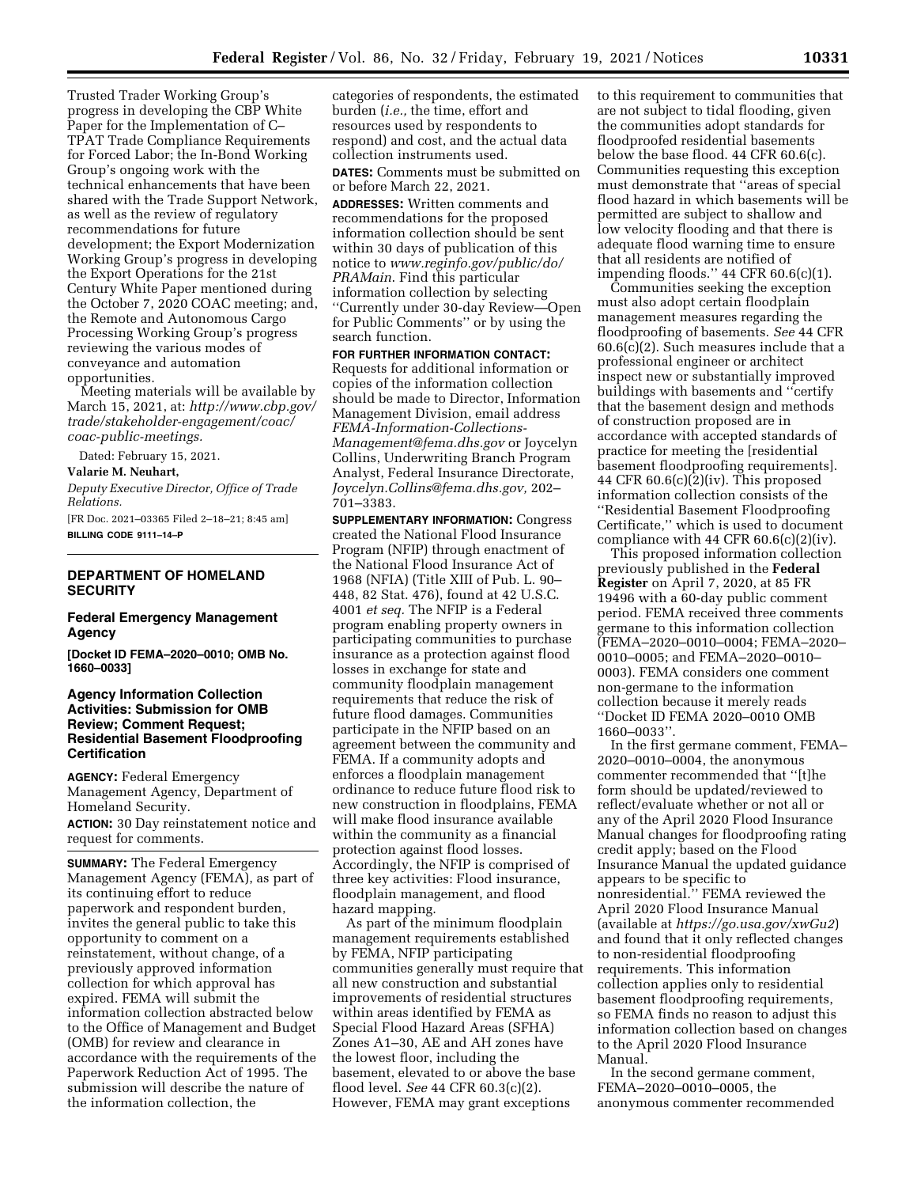Trusted Trader Working Group's progress in developing the CBP White Paper for the Implementation of C–TPAT Trade Compliance Requirements for Forced Labor; the In-Bond Working Group's ongoing work with the technical enhancements that have been shared with the Trade Support Network, as well as the review of regulatory recommendations for future development; the Export Modernization Working Group's progress in developing the Export Operations for the 21st Century White Paper mentioned during the October 7, 2020 COAC meeting; and, the Remote and Autonomous Cargo Processing Working Group's progress reviewing the various modes of conveyance and automation opportunities.

Meeting materials will be available by March 15, 2021, at: *http://www.cbp.gov/trade/stakeholder-engagement/coac/coac-public-meetings.*

Dated: February 15, 2021.

**Valarie M. Neuhart,**

*Deputy Executive Director, Office of Trade Relations.*

[FR Doc. 2021–03365 Filed 2–18–21; 8:45 am]

**BILLING CODE 9111–14–P**

## DEPARTMENT OF HOMELAND SECURITY

### Federal Emergency Management Agency

**[Docket ID FEMA–2020–0010; OMB No. 1660–0033]**

### Agency Information Collection Activities: Submission for OMB Review; Comment Request; Residential Basement Floodproofing Certification

**AGENCY:** Federal Emergency Management Agency, Department of Homeland Security.

**ACTION:** 30 Day reinstatement notice and request for comments.

**SUMMARY:** The Federal Emergency Management Agency (FEMA), as part of its continuing effort to reduce paperwork and respondent burden, invites the general public to take this opportunity to comment on a reinstatement, without change, of a previously approved information collection for which approval has expired. FEMA will submit the information collection abstracted below to the Office of Management and Budget (OMB) for review and clearance in accordance with the requirements of the Paperwork Reduction Act of 1995. The submission will describe the nature of the information collection, the categories of respondents, the estimated burden (*i.e.,* the time, effort and resources used by respondents to respond) and cost, and the actual data collection instruments used.

**DATES:** Comments must be submitted on or before March 22, 2021.

**ADDRESSES:** Written comments and recommendations for the proposed information collection should be sent within 30 days of publication of this notice to *www.reginfo.gov/public/do/PRAMain.* Find this particular information collection by selecting ''Currently under 30-day Review—Open for Public Comments'' or by using the search function.

**FOR FURTHER INFORMATION CONTACT:** Requests for additional information or copies of the information collection should be made to Director, Information Management Division, email address *FEMA-Information-Collections-Management@fema.dhs.gov* or Joycelyn Collins, Underwriting Branch Program Analyst, Federal Insurance Directorate, *Joycelyn.Collins@fema.dhs.gov,* 202–701–3383.

**SUPPLEMENTARY INFORMATION:** Congress created the National Flood Insurance Program (NFIP) through enactment of the National Flood Insurance Act of 1968 (NFIA) (Title XIII of Pub. L. 90–448, 82 Stat. 476), found at 42 U.S.C. 4001 *et seq.* The NFIP is a Federal program enabling property owners in participating communities to purchase insurance as a protection against flood losses in exchange for state and community floodplain management requirements that reduce the risk of future flood damages. Communities participate in the NFIP based on an agreement between the community and FEMA. If a community adopts and enforces a floodplain management ordinance to reduce future flood risk to new construction in floodplains, FEMA will make flood insurance available within the community as a financial protection against flood losses. Accordingly, the NFIP is comprised of three key activities: Flood insurance, floodplain management, and flood hazard mapping.

As part of the minimum floodplain management requirements established by FEMA, NFIP participating communities generally must require that all new construction and substantial improvements of residential structures within areas identified by FEMA as Special Flood Hazard Areas (SFHA) Zones A1–30, AE and AH zones have the lowest floor, including the basement, elevated to or above the base flood level. *See* 44 CFR 60.3(c)(2). However, FEMA may grant exceptions to this requirement to communities that are not subject to tidal flooding, given the communities adopt standards for floodproofed residential basements below the base flood. 44 CFR 60.6(c). Communities requesting this exception must demonstrate that ''areas of special flood hazard in which basements will be permitted are subject to shallow and low velocity flooding and that there is adequate flood warning time to ensure that all residents are notified of impending floods.'' 44 CFR 60.6(c)(1).

Communities seeking the exception must also adopt certain floodplain management measures regarding the floodproofing of basements. *See* 44 CFR 60.6(c)(2). Such measures include that a professional engineer or architect inspect new or substantially improved buildings with basements and ''certify that the basement design and methods of construction proposed are in accordance with accepted standards of practice for meeting the [residential basement floodproofing requirements]. 44 CFR 60.6(c)(2)(iv). This proposed information collection consists of the ''Residential Basement Floodproofing Certificate,'' which is used to document compliance with 44 CFR 60.6(c)(2)(iv).

This proposed information collection previously published in the **Federal Register** on April 7, 2020, at 85 FR 19496 with a 60-day public comment period. FEMA received three comments germane to this information collection (FEMA–2020–0010–0004; FEMA–2020–0010–0005; and FEMA–2020–0010–0003). FEMA considers one comment non-germane to the information collection because it merely reads ''Docket ID FEMA 2020–0010 OMB 1660–0033''.

In the first germane comment, FEMA–2020–0010–0004, the anonymous commenter recommended that ''[t]he form should be updated/reviewed to reflect/evaluate whether or not all or any of the April 2020 Flood Insurance Manual changes for floodproofing rating credit apply; based on the Flood Insurance Manual the updated guidance appears to be specific to nonresidential.'' FEMA reviewed the April 2020 Flood Insurance Manual (available at *https://go.usa.gov/xwGu2*) and found that it only reflected changes to non-residential floodproofing requirements. This information collection applies only to residential basement floodproofing requirements, so FEMA finds no reason to adjust this information collection based on changes to the April 2020 Flood Insurance Manual.

In the second germane comment, FEMA–2020–0010–0005, the anonymous commenter recommended